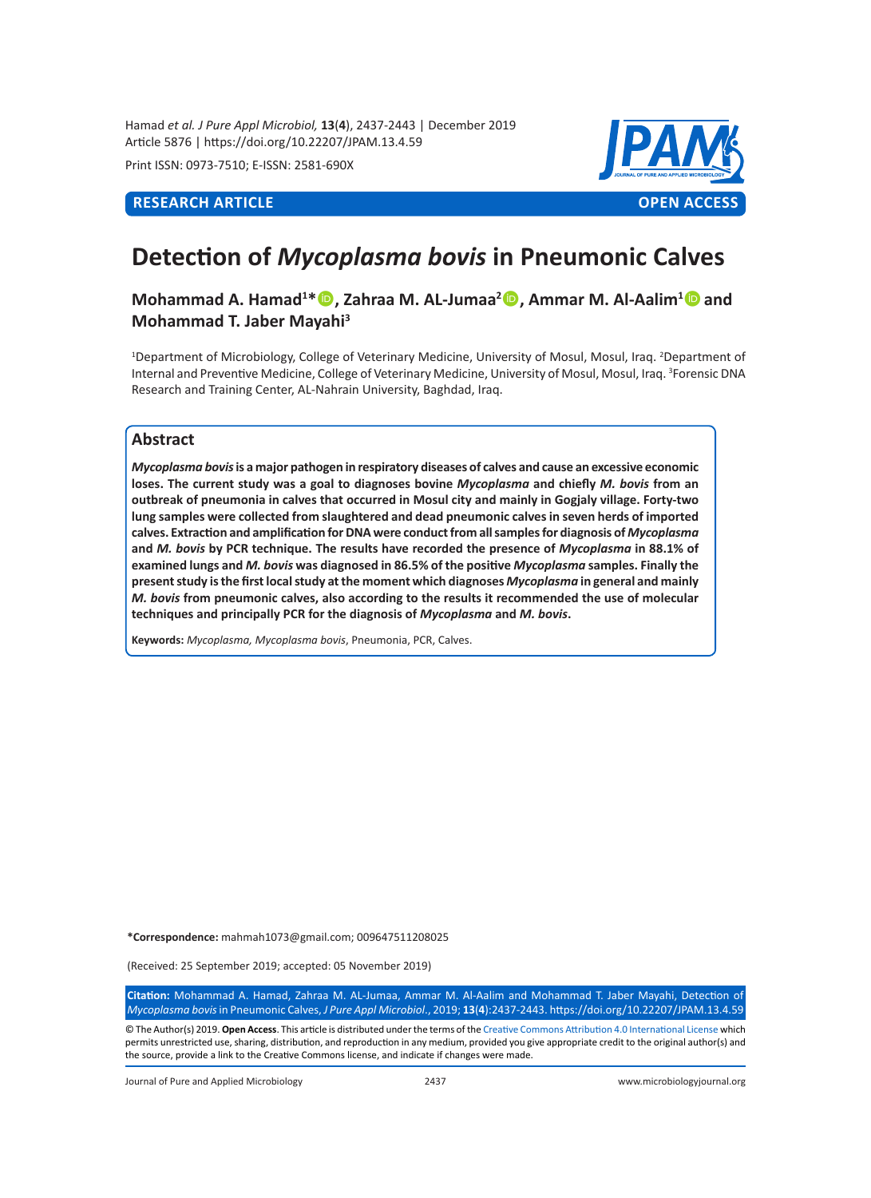RESEARCH ARTICLE | OPEN ACCESS

# Detection of *Mycoplasma bovis* in Pneumonic Calves

**Mohammad A. Hamad[1]*, Zahraa M. AL-Jumaa[2], Ammar M. Al-Aalim[1] and Mohammad T. Jaber Mayahi[3]**

[1]Department of Microbiology, College of Veterinary Medicine, University of Mosul, Mosul, Iraq. [2]Department of Internal and Preventive Medicine, College of Veterinary Medicine, University of Mosul, Mosul, Iraq. [3]Forensic DNA Research and Training Center, AL-Nahrain University, Baghdad, Iraq.

## Abstract

***Mycoplasma bovis*** **is a major pathogen in respiratory diseases of calves and cause an excessive economic loses. The current study was a goal to diagnoses bovine *Mycoplasma* and chiefly *M. bovis* from an outbreak of pneumonia in calves that occurred in Mosul city and mainly in Gogjaly village. Forty-two lung samples were collected from slaughtered and dead pneumonic calves in seven herds of imported calves. Extraction and amplification for DNA were conduct from all samples for diagnosis of *Mycoplasma* and *M. bovis* by PCR technique. The results have recorded the presence of *Mycoplasma* in 88.1% of examined lungs and *M. bovis* was diagnosed in 86.5% of the positive *Mycoplasma* samples. Finally the present study is the first local study at the moment which diagnoses *Mycoplasma* in general and mainly *M. bovis* from pneumonic calves, also according to the results it recommended the use of molecular techniques and principally PCR for the diagnosis of *Mycoplasma* and *M. bovis*.**

**Keywords:** *Mycoplasma, Mycoplasma bovis*, Pneumonia, PCR, Calves.

***Correspondence:** mahmah1073@gmail.com; 009647511208025

(Received: 25 September 2019; accepted: 05 November 2019)

**Citation:** Mohammad A. Hamad, Zahraa M. AL-Jumaa, Ammar M. Al-Aalim and Mohammad T. Jaber Mayahi, Detection of *Mycoplasma bovis* in Pneumonic Calves, *J Pure Appl Microbiol*., 2019; **13**(**4**):2437-2443. https://doi.org/10.22207/JPAM.13.4.59

© The Author(s) 2019. **Open Access**. This article is distributed under the terms of the Creative Commons Attribution 4.0 International License which permits unrestricted use, sharing, distribution, and reproduction in any medium, provided you give appropriate credit to the original author(s) and the source, provide a link to the Creative Commons license, and indicate if changes were made.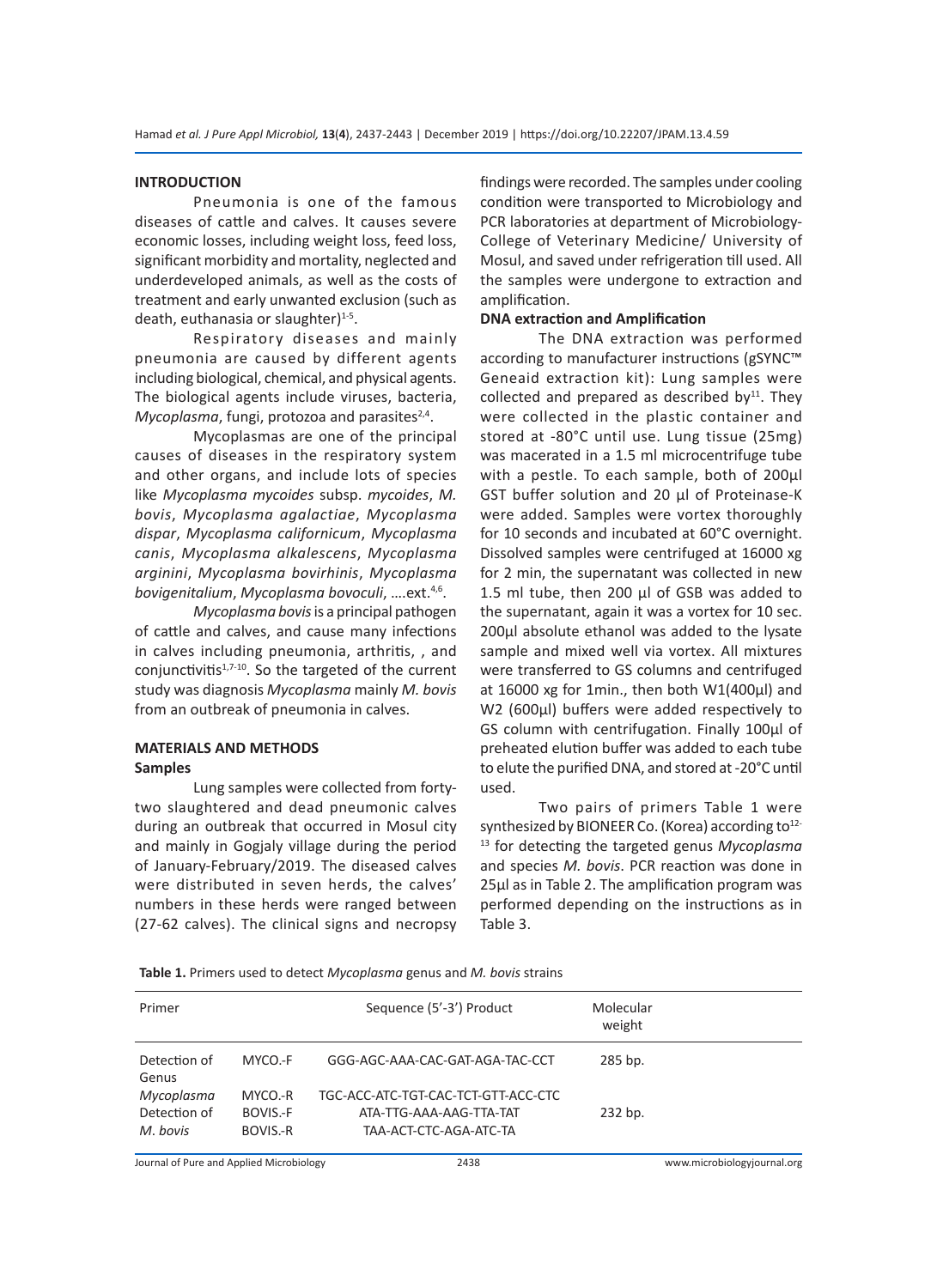## INTRODUCTION

Pneumonia is one of the famous diseases of cattle and calves. It causes severe economic losses, including weight loss, feed loss, significant morbidity and mortality, neglected and underdeveloped animals, as well as the costs of treatment and early unwanted exclusion (such as death, euthanasia or slaughter)[1-5].

Respiratory diseases and mainly pneumonia are caused by different agents including biological, chemical, and physical agents. The biological agents include viruses, bacteria, *Mycoplasma*, fungi, protozoa and parasites[2,4].

Mycoplasmas are one of the principal causes of diseases in the respiratory system and other organs, and include lots of species like *Mycoplasma mycoides* subsp. *mycoides*, *M. bovis*, *Mycoplasma agalactiae*, *Mycoplasma dispar*, *Mycoplasma californicum*, *Mycoplasma canis*, *Mycoplasma alkalescens*, *Mycoplasma arginini*, *Mycoplasma bovirhinis*, *Mycoplasma bovigenitalium*, *Mycoplasma bovoculi*, ….ext.[4,6].

*Mycoplasma bovis* is a principal pathogen of cattle and calves, and cause many infections in calves including pneumonia, arthritis, , and conjunctivitis[1,7-10]. So the targeted of the current study was diagnosis *Mycoplasma* mainly *M. bovis* from an outbreak of pneumonia in calves.

## MATERIALS AND METHODS

### Samples

Lung samples were collected from forty-two slaughtered and dead pneumonic calves during an outbreak that occurred in Mosul city and mainly in Gogjaly village during the period of January-February/2019. The diseased calves were distributed in seven herds, the calves' numbers in these herds were ranged between (27-62 calves). The clinical signs and necropsy findings were recorded. The samples under cooling condition were transported to Microbiology and PCR laboratories at department of Microbiology-College of Veterinary Medicine/ University of Mosul, and saved under refrigeration till used. All the samples were undergone to extraction and amplification.

### DNA extraction and Amplification

The DNA extraction was performed according to manufacturer instructions (gSYNC™ Geneaid extraction kit): Lung samples were collected and prepared as described by[11]. They were collected in the plastic container and stored at -80°C until use. Lung tissue (25mg) was macerated in a 1.5 ml microcentrifuge tube with a pestle. To each sample, both of 200µl GST buffer solution and 20 µl of Proteinase-K were added. Samples were vortex thoroughly for 10 seconds and incubated at 60°C overnight. Dissolved samples were centrifuged at 16000 xg for 2 min, the supernatant was collected in new 1.5 ml tube, then 200 µl of GSB was added to the supernatant, again it was a vortex for 10 sec. 200µl absolute ethanol was added to the lysate sample and mixed well via vortex. All mixtures were transferred to GS columns and centrifuged at 16000 xg for 1min., then both W1(400µl) and W2 (600µl) buffers were added respectively to GS column with centrifugation. Finally 100µl of preheated elution buffer was added to each tube to elute the purified DNA, and stored at -20°C until used.

Two pairs of primers Table 1 were synthesized by BIONEER Co. (Korea) according to[12-13] for detecting the targeted genus *Mycoplasma* and species *M. bovis*. PCR reaction was done in 25µl as in Table 2. The amplification program was performed depending on the instructions as in Table 3.

**Table 1.** Primers used to detect *Mycoplasma* genus and *M. bovis* strains

| Primer | | Sequence (5'-3') Product | Molecular weight |
|---|---|---|---|
| Detection of Genus *Mycoplasma* | MYCO.-F | GGG-AGC-AAA-CAC-GAT-AGA-TAC-CCT | 285 bp. |
| | MYCO.-R | TGC-ACC-ATC-TGT-CAC-TCT-GTT-ACC-CTC | |
| Detection of *M. bovis* | BOVIS.-F | ATA-TTG-AAA-AAG-TTA-TAT | 232 bp. |
| | BOVIS.-R | TAA-ACT-CTC-AGA-ATC-TA | |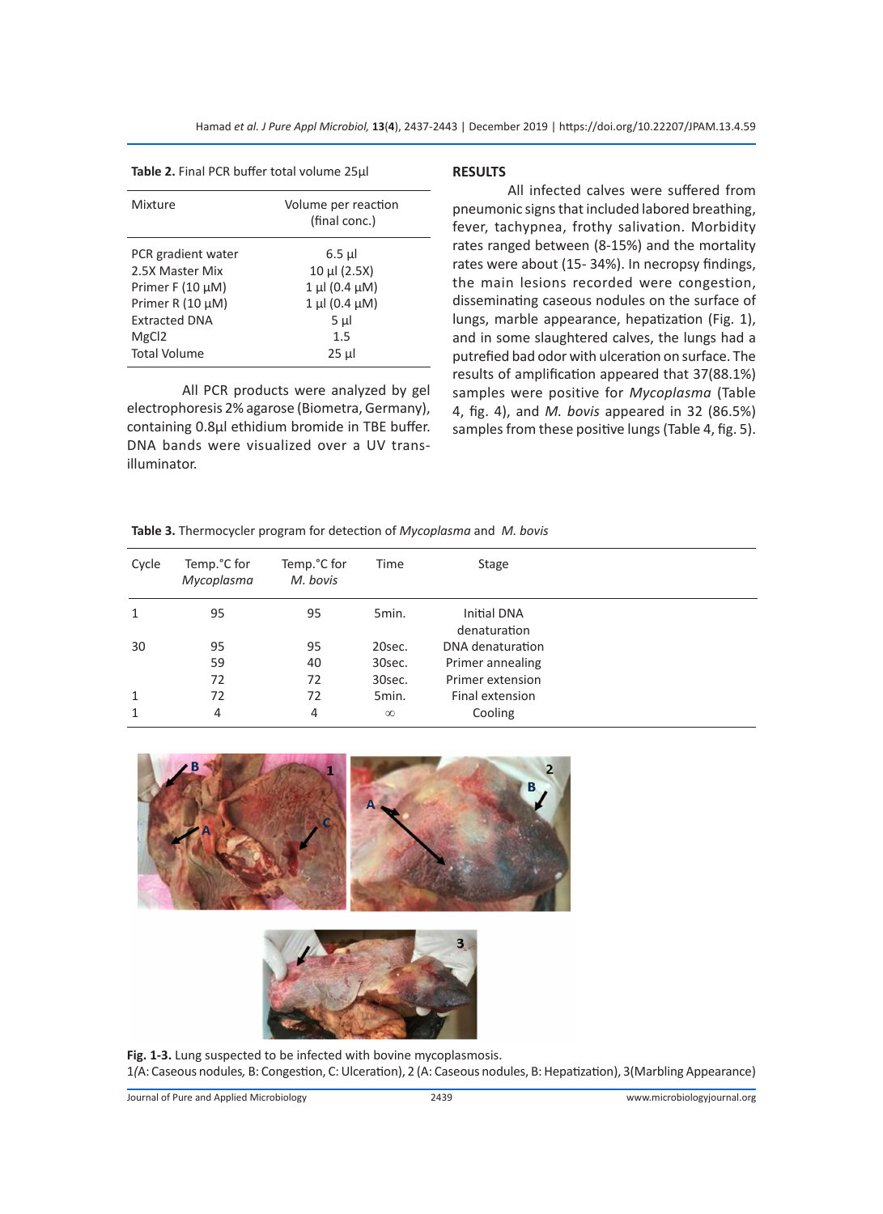**Table 2.** Final PCR buffer total volume 25µl

| Mixture | Volume per reaction (final conc.) |
|---|---|
| PCR gradient water | 6.5 µl |
| 2.5X Master Mix | 10 µl (2.5X) |
| Primer F (10 µM) | 1 µl (0.4 µM) |
| Primer R (10 µM) | 1 µl (0.4 µM) |
| Extracted DNA | 5 µl |
| MgCl2 | 1.5 |
| Total Volume | 25 µl |

All PCR products were analyzed by gel electrophoresis 2% agarose (Biometra, Germany), containing 0.8µl ethidium bromide in TBE buffer. DNA bands were visualized over a UV trans-illuminator.

## RESULTS

All infected calves were suffered from pneumonic signs that included labored breathing, fever, tachypnea, frothy salivation. Morbidity rates ranged between (8-15%) and the mortality rates were about (15- 34%). In necropsy findings, the main lesions recorded were congestion, disseminating caseous nodules on the surface of lungs, marble appearance, hepatization (Fig. 1), and in some slaughtered calves, the lungs had a putrefied bad odor with ulceration on surface. The results of amplification appeared that 37(88.1%) samples were positive for *Mycoplasma* (Table 4, fig. 4), and *M. bovis* appeared in 32 (86.5%) samples from these positive lungs (Table 4, fig. 5).

**Table 3.** Thermocycler program for detection of *Mycoplasma* and *M. bovis*

| Cycle | Temp.°C for *Mycoplasma* | Temp.°C for *M. bovis* | Time | Stage |
|---|---|---|---|---|
| 1 | 95 | 95 | 5min. | Initial DNA denaturation |
| 30 | 95 | 95 | 20sec. | DNA denaturation |
| | 59 | 40 | 30sec. | Primer annealing |
| | 72 | 72 | 30sec. | Primer extension |
| 1 | 72 | 72 | 5min. | Final extension |
| 1 | 4 | 4 | ∞ | Cooling |

**Fig. 1-3.** Lung suspected to be infected with bovine mycoplasmosis.
1(A: Caseous nodules, B: Congestion, C: Ulceration), 2 (A: Caseous nodules, B: Hepatization), 3(Marbling Appearance)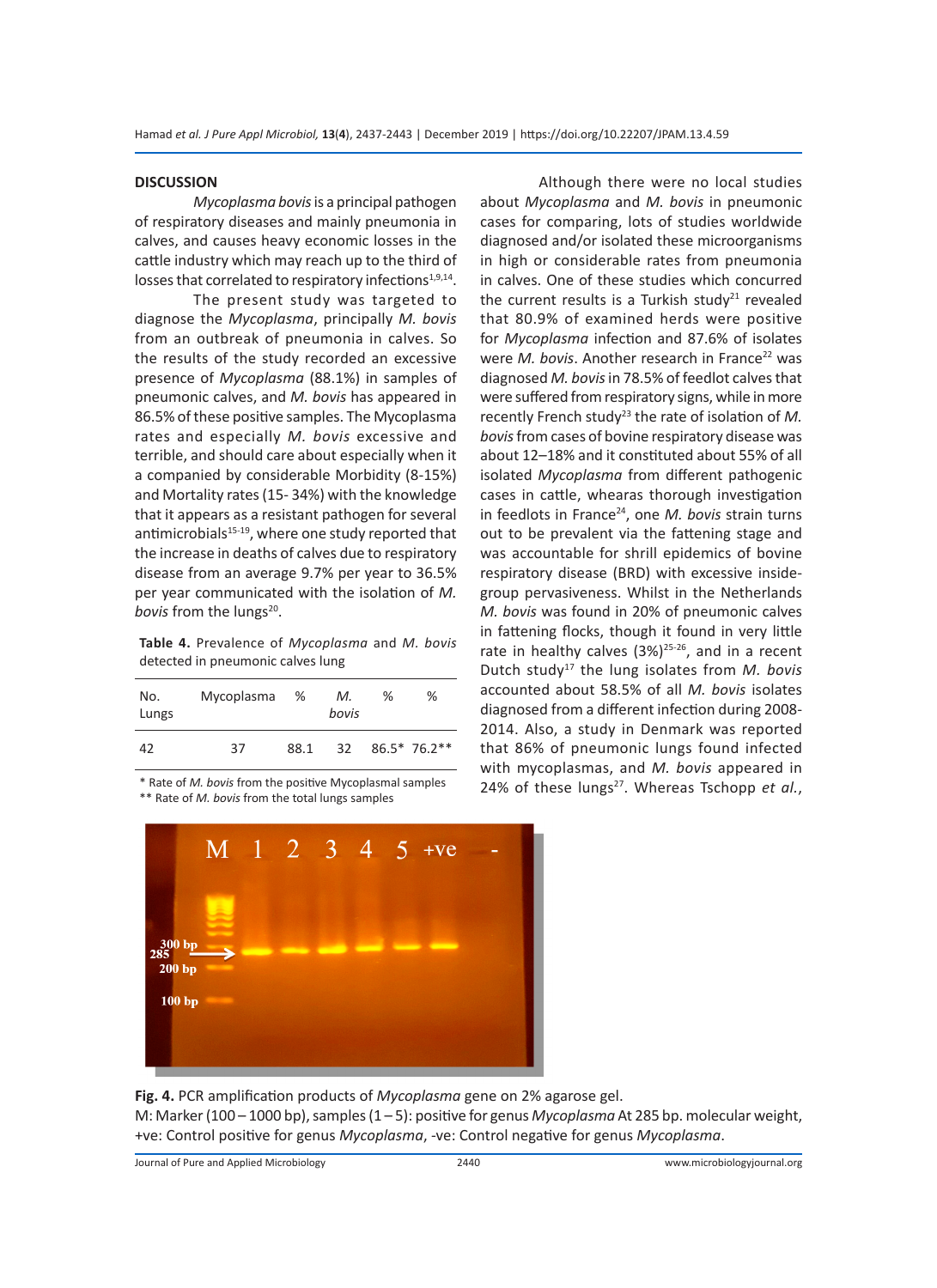## DISCUSSION

*Mycoplasma bovis* is a principal pathogen of respiratory diseases and mainly pneumonia in calves, and causes heavy economic losses in the cattle industry which may reach up to the third of losses that correlated to respiratory infections[1,9,14].

The present study was targeted to diagnose the *Mycoplasma*, principally *M. bovis* from an outbreak of pneumonia in calves. So the results of the study recorded an excessive presence of *Mycoplasma* (88.1%) in samples of pneumonic calves, and *M. bovis* has appeared in 86.5% of these positive samples. The Mycoplasma rates and especially *M. bovis* excessive and terrible, and should care about especially when it a companied by considerable Morbidity (8-15%) and Mortality rates (15- 34%) with the knowledge that it appears as a resistant pathogen for several antimicrobials[15-19], where one study reported that the increase in deaths of calves due to respiratory disease from an average 9.7% per year to 36.5% per year communicated with the isolation of *M. bovis* from the lungs[20].

**Table 4.** Prevalence of *Mycoplasma* and *M. bovis* detected in pneumonic calves lung

| No. Lungs | Mycoplasma | % | *M. bovis* | % | % |
|---|---|---|---|---|---|
| 42 | 37 | 88.1 | 32 | 86.5* | 76.2** |

\* Rate of *M. bovis* from the positive Mycoplasmal samples
\*\* Rate of *M. bovis* from the total lungs samples

Although there were no local studies about *Mycoplasma* and *M. bovis* in pneumonic cases for comparing, lots of studies worldwide diagnosed and/or isolated these microorganisms in high or considerable rates from pneumonia in calves. One of these studies which concurred the current results is a Turkish study[21] revealed that 80.9% of examined herds were positive for *Mycoplasma* infection and 87.6% of isolates were *M. bovis*. Another research in France[22] was diagnosed *M. bovis* in 78.5% of feedlot calves that were suffered from respiratory signs, while in more recently French study[23] the rate of isolation of *M. bovis* from cases of bovine respiratory disease was about 12–18% and it constituted about 55% of all isolated *Mycoplasma* from different pathogenic cases in cattle, whearas thorough investigation in feedlots in France[24], one *M. bovis* strain turns out to be prevalent via the fattening stage and was accountable for shrill epidemics of bovine respiratory disease (BRD) with excessive inside-group pervasiveness. Whilst in the Netherlands *M. bovis* was found in 20% of pneumonic calves in fattening flocks, though it found in very little rate in healthy calves (3%)[25-26], and in a recent Dutch study[17] the lung isolates from *M. bovis* accounted about 58.5% of all *M. bovis* isolates diagnosed from a different infection during 2008-2014. Also, a study in Denmark was reported that 86% of pneumonic lungs found infected with mycoplasmas, and *M. bovis* appeared in 24% of these lungs[27]. Whereas Tschopp *et al.*,

**Fig. 4.** PCR amplification products of *Mycoplasma* gene on 2% agarose gel.
M: Marker (100 – 1000 bp), samples (1 – 5): positive for genus *Mycoplasma* At 285 bp. molecular weight, +ve: Control positive for genus *Mycoplasma*, -ve: Control negative for genus *Mycoplasma*.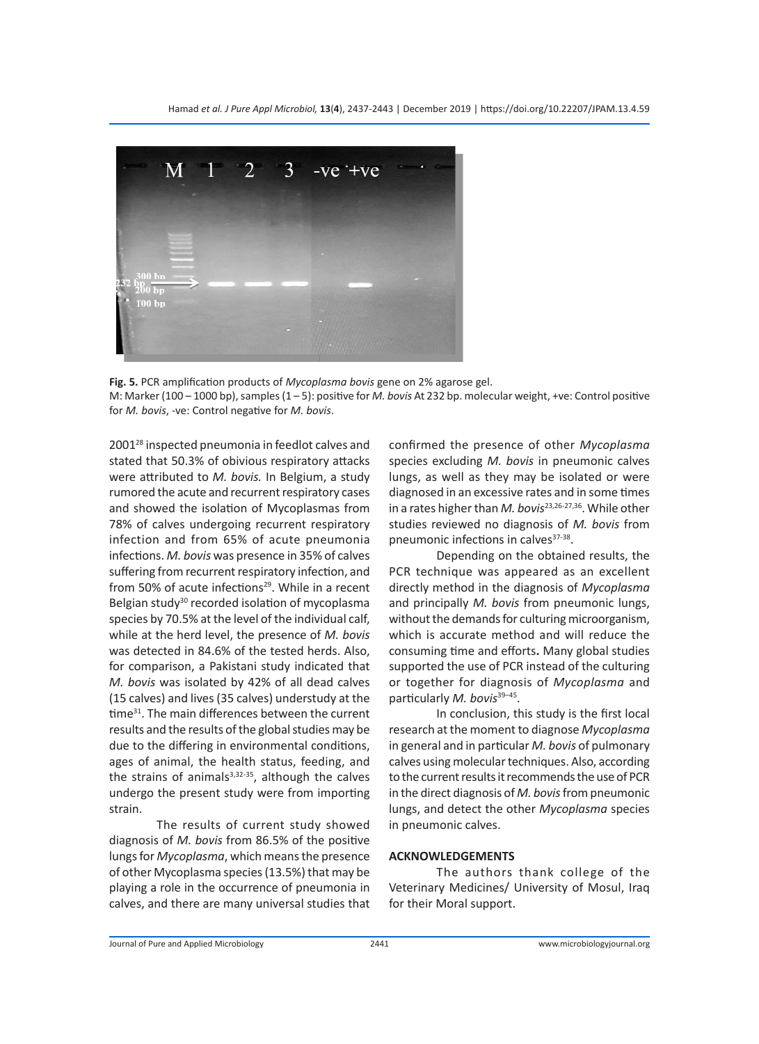Fig. 5. PCR amplification products of *Mycoplasma bovis* gene on 2% agarose gel.
M: Marker (100 – 1000 bp), samples (1 – 5): positive for *M. bovis* At 232 bp. molecular weight, +ve: Control positive for *M. bovis*, -ve: Control negative for *M. bovis*.

2001[28] inspected pneumonia in feedlot calves and stated that 50.3% of obivious respiratory attacks were attributed to *M. bovis.* In Belgium, a study rumored the acute and recurrent respiratory cases and showed the isolation of Mycoplasmas from 78% of calves undergoing recurrent respiratory infection and from 65% of acute pneumonia infections. *M. bovis* was presence in 35% of calves suffering from recurrent respiratory infection, and from 50% of acute infections[29]. While in a recent Belgian study[30] recorded isolation of mycoplasma species by 70.5% at the level of the individual calf, while at the herd level, the presence of *M. bovis* was detected in 84.6% of the tested herds. Also, for comparison, a Pakistani study indicated that *M. bovis* was isolated by 42% of all dead calves (15 calves) and lives (35 calves) understudy at the time[31]. The main differences between the current results and the results of the global studies may be due to the differing in environmental conditions, ages of animal, the health status, feeding, and the strains of animals[3,32-35], although the calves undergo the present study were from importing strain.

The results of current study showed diagnosis of *M. bovis* from 86.5% of the positive lungs for *Mycoplasma*, which means the presence of other Mycoplasma species (13.5%) that may be playing a role in the occurrence of pneumonia in calves, and there are many universal studies that confirmed the presence of other *Mycoplasma* species excluding *M. bovis* in pneumonic calves lungs, as well as they may be isolated or were diagnosed in an excessive rates and in some times in a rates higher than *M. bovis*[23,26-27,36]. While other studies reviewed no diagnosis of *M. bovis* from pneumonic infections in calves[37-38].

Depending on the obtained results, the PCR technique was appeared as an excellent directly method in the diagnosis of *Mycoplasma* and principally *M. bovis* from pneumonic lungs, without the demands for culturing microorganism, which is accurate method and will reduce the consuming time and efforts**.** Many global studies supported the use of PCR instead of the culturing or together for diagnosis of *Mycoplasma* and particularly *M. bovis*[39–45].

In conclusion, this study is the first local research at the moment to diagnose *Mycoplasma* in general and in particular *M. bovis* of pulmonary calves using molecular techniques. Also, according to the current results it recommends the use of PCR in the direct diagnosis of *M. bovis* from pneumonic lungs, and detect the other *Mycoplasma* species in pneumonic calves.

## ACKNOWLEDGEMENTS

The authors thank college of the Veterinary Medicines/ University of Mosul, Iraq for their Moral support.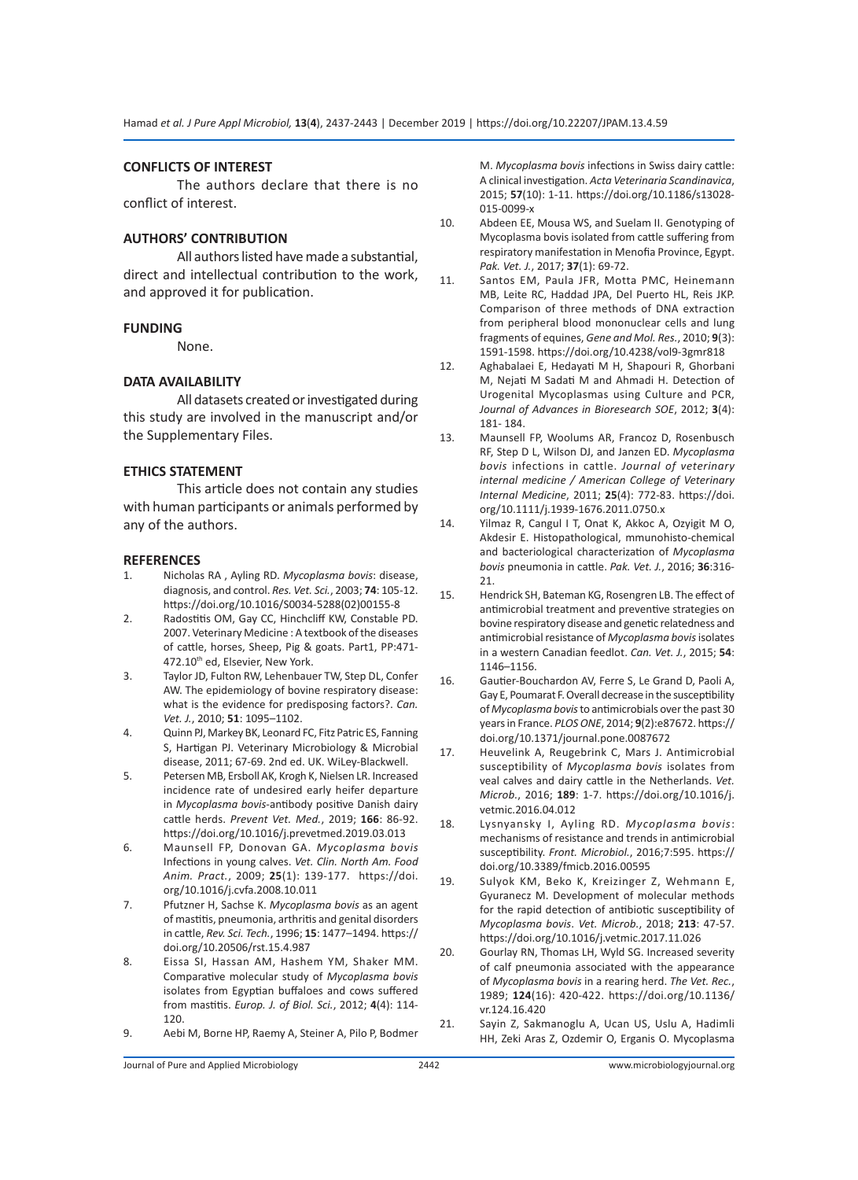## CONFLICTS OF INTEREST

The authors declare that there is no conflict of interest.

## AUTHORS' CONTRIBUTION

All authors listed have made a substantial, direct and intellectual contribution to the work, and approved it for publication.

## FUNDING

None.

## DATA AVAILABILITY

All datasets created or investigated during this study are involved in the manuscript and/or the Supplementary Files.

## ETHICS STATEMENT

This article does not contain any studies with human participants or animals performed by any of the authors.

## REFERENCES

1. Nicholas RA , Ayling RD. *Mycoplasma bovis*: disease, diagnosis, and control. *Res. Vet. Sci.*, 2003; **74**: 105-12. https://doi.org/10.1016/S0034-5288(02)00155-8
2. Radostitis OM, Gay CC, Hinchcliff KW, Constable PD. 2007. Veterinary Medicine : A textbook of the diseases of cattle, horses, Sheep, Pig & goats. Part1, PP:471-472.10th ed, Elsevier, New York.
3. Taylor JD, Fulton RW, Lehenbauer TW, Step DL, Confer AW. The epidemiology of bovine respiratory disease: what is the evidence for predisposing factors?. *Can. Vet. J.*, 2010; **51**: 1095–1102.
4. Quinn PJ, Markey BK, Leonard FC, Fitz Patric ES, Fanning S, Hartigan PJ. Veterinary Microbiology & Microbial disease, 2011; 67-69. 2nd ed. UK. WiLey-Blackwell.
5. Petersen MB, Ersboll AK, Krogh K, Nielsen LR. Increased incidence rate of undesired early heifer departure in *Mycoplasma bovis*-antibody positive Danish dairy cattle herds. *Prevent Vet. Med.*, 2019; **166**: 86-92. https://doi.org/10.1016/j.prevetmed.2019.03.013
6. Maunsell FP, Donovan GA. *Mycoplasma bovis* Infections in young calves. *Vet. Clin. North Am. Food Anim. Pract.*, 2009; **25**(1): 139-177. https://doi.org/10.1016/j.cvfa.2008.10.011
7. Pfutzner H, Sachse K. *Mycoplasma bovis* as an agent of mastitis, pneumonia, arthritis and genital disorders in cattle, *Rev. Sci. Tech.*, 1996; **15**: 1477–1494. https://doi.org/10.20506/rst.15.4.987
8. Eissa SI, Hassan AM, Hashem YM, Shaker MM. Comparative molecular study of *Mycoplasma bovis* isolates from Egyptian buffaloes and cows suffered from mastitis. *Europ. J. of Biol. Sci.*, 2012; **4**(4): 114-120.
9. Aebi M, Borne HP, Raemy A, Steiner A, Pilo P, Bodmer M. *Mycoplasma bovis* infections in Swiss dairy cattle: A clinical investigation. *Acta Veterinaria Scandinavica*, 2015; **57**(10): 1-11. https://doi.org/10.1186/s13028-015-0099-x
10. Abdeen EE, Mousa WS, and Suelam II. Genotyping of Mycoplasma bovis isolated from cattle suffering from respiratory manifestation in Menofia Province, Egypt. *Pak. Vet. J.*, 2017; **37**(1): 69-72.
11. Santos EM, Paula JFR, Motta PMC, Heinemann MB, Leite RC, Haddad JPA, Del Puerto HL, Reis JKP. Comparison of three methods of DNA extraction from peripheral blood mononuclear cells and lung fragments of equines, *Gene and Mol. Res.*, 2010; **9**(3): 1591-1598. https://doi.org/10.4238/vol9-3gmr818
12. Aghabalaei E, Hedayati M H, Shapouri R, Ghorbani M, Nejati M Sadati M and Ahmadi H. Detection of Urogenital Mycoplasmas using Culture and PCR, *Journal of Advances in Bioresearch SOE*, 2012; **3**(4): 181- 184.
13. Maunsell FP, Woolums AR, Francoz D, Rosenbusch RF, Step D L, Wilson DJ, and Janzen ED. *Mycoplasma bovis* infections in cattle. *Journal of veterinary internal medicine / American College of Veterinary Internal Medicine*, 2011; **25**(4): 772-83. https://doi.org/10.1111/j.1939-1676.2011.0750.x
14. Yilmaz R, Cangul I T, Onat K, Akkoc A, Ozyigit M O, Akdesir E. Histopathological, mmunohisto-chemical and bacteriological characterization of *Mycoplasma bovis* pneumonia in cattle. *Pak. Vet. J.*, 2016; **36**:316-21.
15. Hendrick SH, Bateman KG, Rosengren LB. The effect of antimicrobial treatment and preventive strategies on bovine respiratory disease and genetic relatedness and antimicrobial resistance of *Mycoplasma bovis* isolates in a western Canadian feedlot. *Can. Vet. J.*, 2015; **54**: 1146–1156.
16. Gautier-Bouchardon AV, Ferre S, Le Grand D, Paoli A, Gay E, Poumarat F. Overall decrease in the susceptibility of *Mycoplasma bovis* to antimicrobials over the past 30 years in France. *PLOS ONE*, 2014; **9**(2):e87672. https://doi.org/10.1371/journal.pone.0087672
17. Heuvelink A, Reugebrink C, Mars J. Antimicrobial susceptibility of *Mycoplasma bovis* isolates from veal calves and dairy cattle in the Netherlands. *Vet. Microb.*, 2016; **189**: 1-7. https://doi.org/10.1016/j.vetmic.2016.04.012
18. Lysnyansky I, Ayling RD. *Mycoplasma bovis*: mechanisms of resistance and trends in antimicrobial susceptibility. *Front. Microbiol.*, 2016;7:595. https://doi.org/10.3389/fmicb.2016.00595
19. Sulyok KM, Beko K, Kreizinger Z, Wehmann E, Gyuranecz M. Development of molecular methods for the rapid detection of antibiotic susceptibility of *Mycoplasma bovis*. *Vet. Microb.*, 2018; **213**: 47-57. https://doi.org/10.1016/j.vetmic.2017.11.026
20. Gourlay RN, Thomas LH, Wyld SG. Increased severity of calf pneumonia associated with the appearance of *Mycoplasma bovis* in a rearing herd. *The Vet. Rec.*, 1989; **124**(16): 420-422. https://doi.org/10.1136/vr.124.16.420
21. Sayin Z, Sakmanoglu A, Ucan US, Uslu A, Hadimli HH, Zeki Aras Z, Ozdemir O, Erganis O. Mycoplasma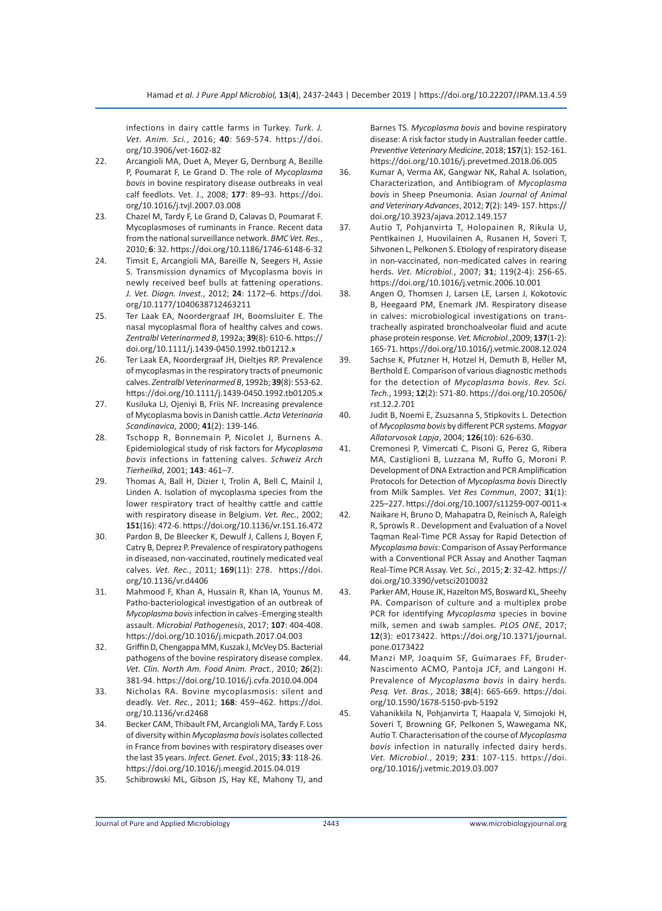infections in dairy cattle farms in Turkey. *Turk. J. Vet. Anim. Sci.*, 2016; **40**: 569-574. https://doi.org/10.3906/vet-1602-82

22. Arcangioli MA, Duet A, Meyer G, Dernburg A, Bezille P, Poumarat F, Le Grand D. The role of *Mycoplasma bovis* in bovine respiratory disease outbreaks in veal calf feedlots. Vet. J., 2008; **177**: 89–93. https://doi.org/10.1016/j.tvjl.2007.03.008
23. Chazel M, Tardy F, Le Grand D, Calavas D, Poumarat F. Mycoplasmoses of ruminants in France. Recent data from the national surveillance network. *BMC Vet. Res.*, 2010; **6**: 32. https://doi.org/10.1186/1746-6148-6-32
24. Timsit E, Arcangioli MA, Bareille N, Seegers H, Assie S. Transmission dynamics of Mycoplasma bovis in newly received beef bulls at fattening operations. *J. Vet. Diagn. Invest.*, 2012; **24**: 1172–6. https://doi.org/10.1177/1040638712463211
25. Ter Laak EA, Noordergraaf JH, Boomsluiter E. The nasal mycoplasmal flora of healthy calves and cows. *Zentralbl Veterinarmed B*, 1992a; **39**(8): 610-6. https://doi.org/10.1111/j.1439-0450.1992.tb01212.x
26. Ter Laak EA, Noordergraaf JH, Dieltjes RP. Prevalence of mycoplasmas in the respiratory tracts of pneumonic calves. *Zentralbl Veterinarmed B*, 1992b; **39**(8): 553-62. https://doi.org/10.1111/j.1439-0450.1992.tb01205.x
27. Kusiluka LJ, Ojeniyi B, Friis NF. Increasing prevalence of Mycoplasma bovis in Danish cattle. *Acta Veterinaria Scandinavica*, 2000; **41**(2): 139-146.
28. Tschopp R, Bonnemain P, Nicolet J, Burnens A. Epidemiological study of risk factors for *Mycoplasma bovis* infections in fattening calves. *Schweiz Arch Tierheilkd*, 2001; **143**: 461–7.
29. Thomas A, Ball H, Dizier I, Trolin A, Bell C, Mainil J, Linden A. Isolation of mycoplasma species from the lower respiratory tract of healthy cattle and cattle with respiratory disease in Belgium. *Vet. Rec.*, 2002; **151**(16): 472-6. https://doi.org/10.1136/vr.151.16.472
30. Pardon B, De Bleecker K, Dewulf J, Callens J, Boyen F, Catry B, Deprez P. Prevalence of respiratory pathogens in diseased, non-vaccinated, routinely medicated veal calves. *Vet. Rec.*, 2011; **169**(11): 278. https://doi.org/10.1136/vr.d4406
31. Mahmood F, Khan A, Hussain R, Khan IA, Younus M. Patho-bacteriological investigation of an outbreak of *Mycoplasma bovis* infection in calves -Emerging stealth assault. *Microbial Pathogenesis*, 2017; **107**: 404-408. https://doi.org/10.1016/j.micpath.2017.04.003
32. Griffin D, Chengappa MM, Kuszak J, McVey DS. Bacterial pathogens of the bovine respiratory disease complex. *Vet. Clin. North Am. Food Anim. Pract.*, 2010; **26**(2): 381-94. https://doi.org/10.1016/j.cvfa.2010.04.004
33. Nicholas RA. Bovine mycoplasmosis: silent and deadly. *Vet. Rec.*, 2011; **168**: 459–462. https://doi.org/10.1136/vr.d2468
34. Becker CAM, Thibault FM, Arcangioli MA, Tardy F. Loss of diversity within *Mycoplasma bovis* isolates collected in France from bovines with respiratory diseases over the last 35 years. *Infect. Genet. Evol.*, 2015; **33**: 118-26. https://doi.org/10.1016/j.meegid.2015.04.019
35. Schibrowski ML, Gibson JS, Hay KE, Mahony TJ, and Barnes TS. *Mycoplasma bovis* and bovine respiratory disease: A risk factor study in Australian feeder cattle. *Preventive Veterinary Medicine*, 2018; **157**(1): 152-161. https://doi.org/10.1016/j.prevetmed.2018.06.005
36. Kumar A, Verma AK, Gangwar NK, Rahal A. Isolation, Characterization, and Antibiogram of *Mycoplasma bovis* in Sheep Pneumonia. Asian *Journal of Animal and Veterinary Advances*, 2012; **7**(2): 149- 157. https://doi.org/10.3923/ajava.2012.149.157
37. Autio T, Pohjanvirta T, Holopainen R, Rikula U, Pentikainen J, Huovilainen A, Rusanen H, Soveri T, Sihvonen L, Pelkonen S. Etiology of respiratory disease in non-vaccinated, non-medicated calves in rearing herds. *Vet. Microbiol.*, 2007; **31**; 119(2-4): 256-65. https://doi.org/10.1016/j.vetmic.2006.10.001
38. Angen O, Thomsen J, Larsen LE, Larsen J, Kokotovic B, Heegaard PM, Enemark JM. Respiratory disease in calves: microbiological investigations on trans-tracheally aspirated bronchoalveolar fluid and acute phase protein response. *Vet. Microbiol.*,2009; **137**(1-2): 165-71. https://doi.org/10.1016/j.vetmic.2008.12.024
39. Sachse K, Pfutzner H, Hotzel H, Demuth B, Heller M, Berthold E. Comparison of various diagnostic methods for the detection of *Mycoplasma bovis*. *Rev. Sci. Tech.*, 1993; **12**(2): 571-80. https://doi.org/10.20506/rst.12.2.701
40. Judit B, Noemi E, Zsuzsanna S, Stipkovits L. Detection of *Mycoplasma bovis* by different PCR systems. *Magyar Allatorvosok Lapja*, 2004; **126**(10): 626-630.
41. Cremonesi P, Vimercati C, Pisoni G, Perez G, Ribera MA, Castiglioni B, Luzzana M, Ruffo G, Moroni P. Development of DNA Extraction and PCR Amplification Protocols for Detection of *Mycoplasma bovis* Directly from Milk Samples. *Vet Res Commun*, 2007; **31**(1): 225–227. https://doi.org/10.1007/s11259-007-0011-x
42. Naikare H, Bruno D, Mahapatra D, Reinisch A, Raleigh R, Sprowls R . Development and Evaluation of a Novel Taqman Real-Time PCR Assay for Rapid Detection of *Mycoplasma bovis*: Comparison of Assay Performance with a Conventional PCR Assay and Another Taqman Real-Time PCR Assay. *Vet. Sci.*, 2015; **2**: 32-42. https://doi.org/10.3390/vetsci2010032
43. Parker AM, House JK, Hazelton MS, Bosward KL, Sheehy PA. Comparison of culture and a multiplex probe PCR for identifying *Mycoplasma* species in bovine milk, semen and swab samples. *PLOS ONE*, 2017; **12**(3): e0173422. https://doi.org/10.1371/journal.pone.0173422
44. Manzi MP, Joaquim SF, Guimaraes FF, Bruder-Nascimento ACMO, Pantoja JCF, and Langoni H. Prevalence of *Mycoplasma bovis* in dairy herds. *Pesq. Vet. Bras.*, 2018; **38**(4): 665-669. https://doi.org/10.1590/1678-5150-pvb-5192
45. Vahanikkila N, Pohjanvirta T, Haapala V, Simojoki H, Soveri T, Browning GF, Pelkonen S, Wawegama NK, Autio T. Characterisation of the course of *Mycoplasma bovis* infection in naturally infected dairy herds. *Vet. Microbiol.*, 2019; **231**: 107-115. https://doi.org/10.1016/j.vetmic.2019.03.007